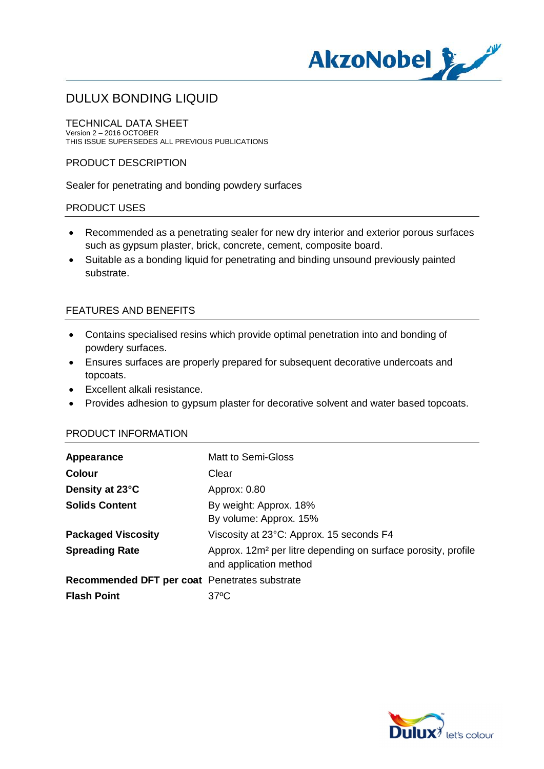# DULUX BONDING LIQUID

## TECHNICAL DATA SHEET

Version 2 – 2016 OCTOBER
THIS ISSUE SUPERSEDES ALL PREVIOUS PUBLICATIONS

## PRODUCT DESCRIPTION

Sealer for penetrating and bonding powdery surfaces

## PRODUCT USES

- Recommended as a penetrating sealer for new dry interior and exterior porous surfaces such as gypsum plaster, brick, concrete, cement, composite board.
- Suitable as a bonding liquid for penetrating and binding unsound previously painted substrate.

## FEATURES AND BENEFITS

- Contains specialised resins which provide optimal penetration into and bonding of powdery surfaces.
- Ensures surfaces are properly prepared for subsequent decorative undercoats and topcoats.
- Excellent alkali resistance.
- Provides adhesion to gypsum plaster for decorative solvent and water based topcoats.

## PRODUCT INFORMATION

| | |
|---|---|
| **Appearance** | Matt to Semi-Gloss |
| **Colour** | Clear |
| **Density at 23°C** | Approx: 0.80 |
| **Solids Content** | By weight: Approx. 18%<br>By volume: Approx. 15% |
| **Packaged Viscosity** | Viscosity at 23°C: Approx. 15 seconds F4 |
| **Spreading Rate** | Approx. 12m² per litre depending on surface porosity, profile and application method |
| **Recommended DFT per coat** | Penetrates substrate |
| **Flash Point** | 37ºC |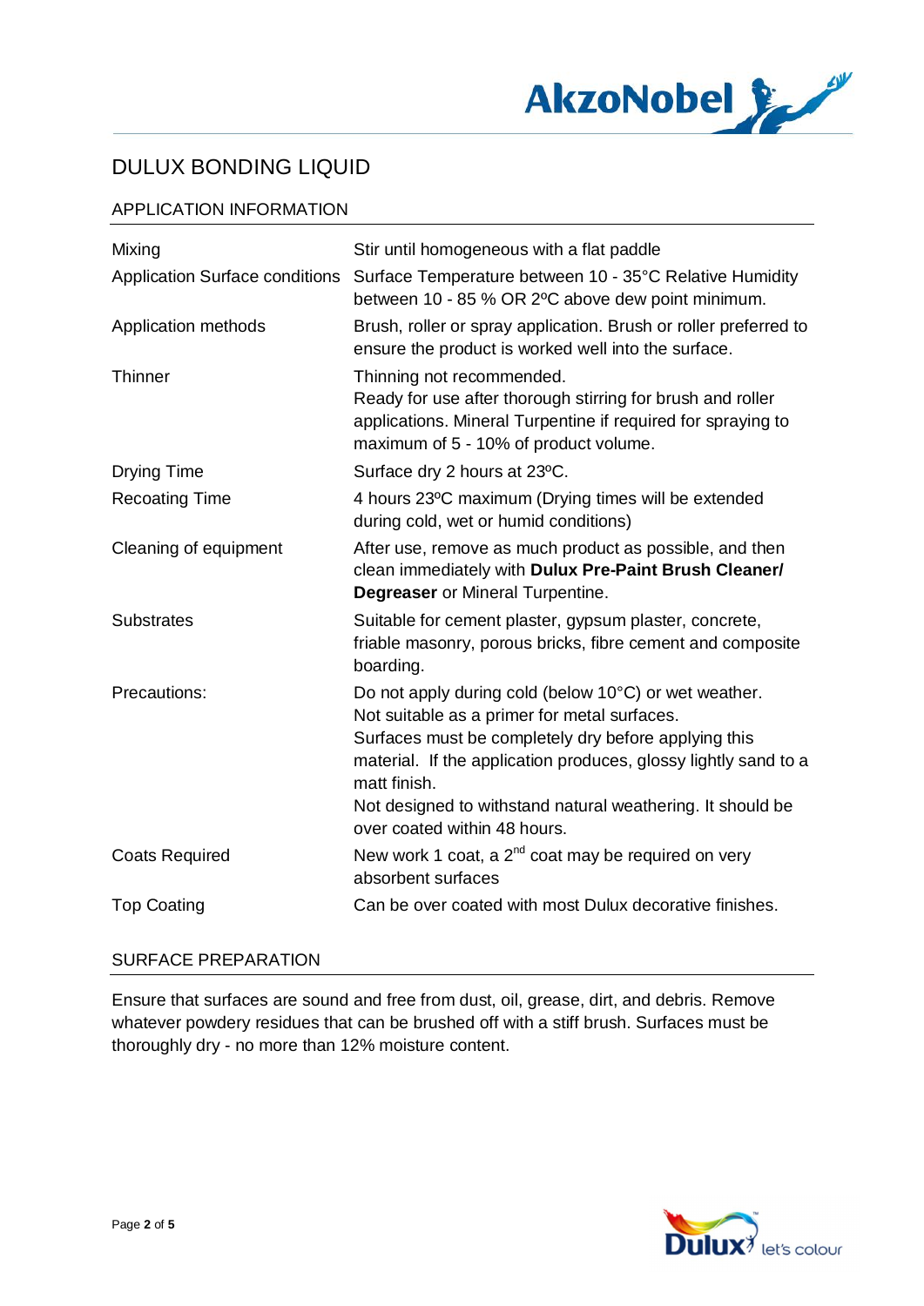# DULUX BONDING LIQUID

## APPLICATION INFORMATION

| | |
|---|---|
| Mixing | Stir until homogeneous with a flat paddle |
| Application Surface conditions | Surface Temperature between 10 - 35°C Relative Humidity between 10 - 85 % OR 2ºC above dew point minimum. |
| Application methods | Brush, roller or spray application. Brush or roller preferred to ensure the product is worked well into the surface. |
| Thinner | Thinning not recommended.<br>Ready for use after thorough stirring for brush and roller applications. Mineral Turpentine if required for spraying to maximum of 5 - 10% of product volume. |
| Drying Time | Surface dry 2 hours at 23ºC. |
| Recoating Time | 4 hours 23ºC maximum (Drying times will be extended during cold, wet or humid conditions) |
| Cleaning of equipment | After use, remove as much product as possible, and then clean immediately with **Dulux Pre-Paint Brush Cleaner/ Degreaser** or Mineral Turpentine. |
| Substrates | Suitable for cement plaster, gypsum plaster, concrete, friable masonry, porous bricks, fibre cement and composite boarding. |
| Precautions: | Do not apply during cold (below 10°C) or wet weather.<br>Not suitable as a primer for metal surfaces.<br>Surfaces must be completely dry before applying this material. If the application produces, glossy lightly sand to a matt finish.<br>Not designed to withstand natural weathering. It should be over coated within 48 hours. |
| Coats Required | New work 1 coat, a 2nd coat may be required on very absorbent surfaces |
| Top Coating | Can be over coated with most Dulux decorative finishes. |

## SURFACE PREPARATION

Ensure that surfaces are sound and free from dust, oil, grease, dirt, and debris. Remove whatever powdery residues that can be brushed off with a stiff brush. Surfaces must be thoroughly dry - no more than 12% moisture content.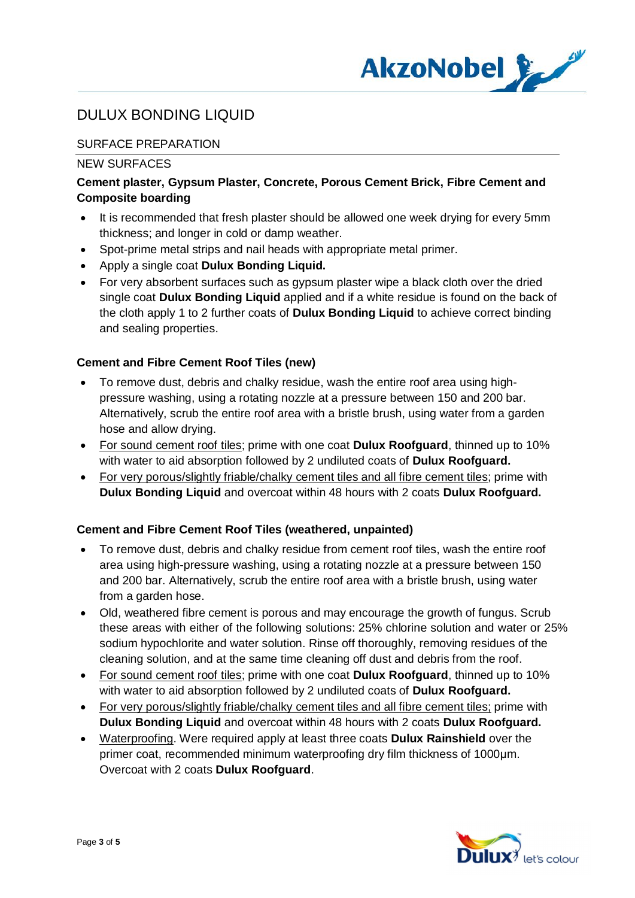# DULUX BONDING LIQUID

## SURFACE PREPARATION

### NEW SURFACES

**Cement plaster, Gypsum Plaster, Concrete, Porous Cement Brick, Fibre Cement and Composite boarding**

- It is recommended that fresh plaster should be allowed one week drying for every 5mm thickness; and longer in cold or damp weather.
- Spot-prime metal strips and nail heads with appropriate metal primer.
- Apply a single coat **Dulux Bonding Liquid.**
- For very absorbent surfaces such as gypsum plaster wipe a black cloth over the dried single coat **Dulux Bonding Liquid** applied and if a white residue is found on the back of the cloth apply 1 to 2 further coats of **Dulux Bonding Liquid** to achieve correct binding and sealing properties.

**Cement and Fibre Cement Roof Tiles (new)**

- To remove dust, debris and chalky residue, wash the entire roof area using high-pressure washing, using a rotating nozzle at a pressure between 150 and 200 bar. Alternatively, scrub the entire roof area with a bristle brush, using water from a garden hose and allow drying.
- <u>For sound cement roof tiles</u>; prime with one coat **Dulux Roofguard**, thinned up to 10% with water to aid absorption followed by 2 undiluted coats of **Dulux Roofguard.**
- <u>For very porous/slightly friable/chalky cement tiles and all fibre cement tiles</u>; prime with **Dulux Bonding Liquid** and overcoat within 48 hours with 2 coats **Dulux Roofguard.**

**Cement and Fibre Cement Roof Tiles (weathered, unpainted)**

- To remove dust, debris and chalky residue from cement roof tiles, wash the entire roof area using high-pressure washing, using a rotating nozzle at a pressure between 150 and 200 bar. Alternatively, scrub the entire roof area with a bristle brush, using water from a garden hose.
- Old, weathered fibre cement is porous and may encourage the growth of fungus. Scrub these areas with either of the following solutions: 25% chlorine solution and water or 25% sodium hypochlorite and water solution. Rinse off thoroughly, removing residues of the cleaning solution, and at the same time cleaning off dust and debris from the roof.
- <u>For sound cement roof tiles</u>; prime with one coat **Dulux Roofguard**, thinned up to 10% with water to aid absorption followed by 2 undiluted coats of **Dulux Roofguard.**
- <u>For very porous/slightly friable/chalky cement tiles and all fibre cement tiles;</u> prime with **Dulux Bonding Liquid** and overcoat within 48 hours with 2 coats **Dulux Roofguard.**
- <u>Waterproofing</u>. Were required apply at least three coats **Dulux Rainshield** over the primer coat, recommended minimum waterproofing dry film thickness of 1000µm. Overcoat with 2 coats **Dulux Roofguard**.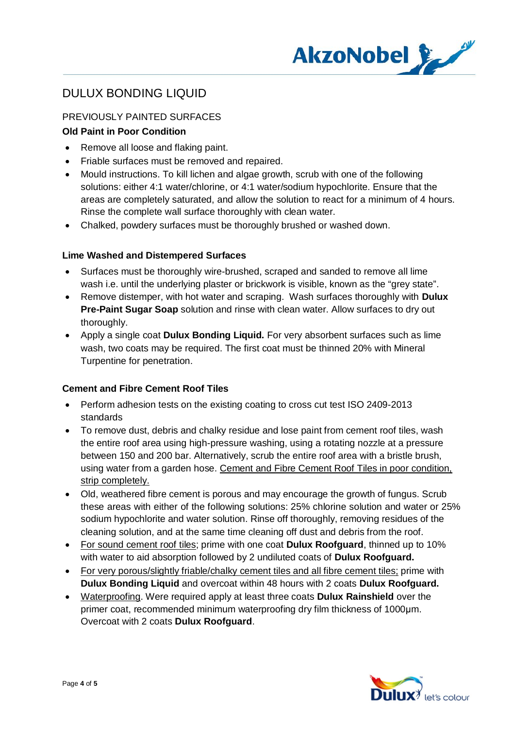# DULUX BONDING LIQUID

## PREVIOUSLY PAINTED SURFACES

### Old Paint in Poor Condition

- Remove all loose and flaking paint.
- Friable surfaces must be removed and repaired.
- Mould instructions. To kill lichen and algae growth, scrub with one of the following solutions: either 4:1 water/chlorine, or 4:1 water/sodium hypochlorite. Ensure that the areas are completely saturated, and allow the solution to react for a minimum of 4 hours. Rinse the complete wall surface thoroughly with clean water.
- Chalked, powdery surfaces must be thoroughly brushed or washed down.

### Lime Washed and Distempered Surfaces

- Surfaces must be thoroughly wire-brushed, scraped and sanded to remove all lime wash i.e. until the underlying plaster or brickwork is visible, known as the "grey state".
- Remove distemper, with hot water and scraping. Wash surfaces thoroughly with **Dulux Pre-Paint Sugar Soap** solution and rinse with clean water. Allow surfaces to dry out thoroughly.
- Apply a single coat **Dulux Bonding Liquid.** For very absorbent surfaces such as lime wash, two coats may be required. The first coat must be thinned 20% with Mineral Turpentine for penetration.

### Cement and Fibre Cement Roof Tiles

- Perform adhesion tests on the existing coating to cross cut test ISO 2409-2013 standards
- To remove dust, debris and chalky residue and lose paint from cement roof tiles, wash the entire roof area using high-pressure washing, using a rotating nozzle at a pressure between 150 and 200 bar. Alternatively, scrub the entire roof area with a bristle brush, using water from a garden hose. <u>Cement and Fibre Cement Roof Tiles in poor condition, strip completely.</u>
- Old, weathered fibre cement is porous and may encourage the growth of fungus. Scrub these areas with either of the following solutions: 25% chlorine solution and water or 25% sodium hypochlorite and water solution. Rinse off thoroughly, removing residues of the cleaning solution, and at the same time cleaning off dust and debris from the roof.
- <u>For sound cement roof tiles</u>; prime with one coat **Dulux Roofguard**, thinned up to 10% with water to aid absorption followed by 2 undiluted coats of **Dulux Roofguard.**
- <u>For very porous/slightly friable/chalky cement tiles and all fibre cement tiles;</u> prime with **Dulux Bonding Liquid** and overcoat within 48 hours with 2 coats **Dulux Roofguard.**
- <u>Waterproofing</u>. Were required apply at least three coats **Dulux Rainshield** over the primer coat, recommended minimum waterproofing dry film thickness of 1000µm. Overcoat with 2 coats **Dulux Roofguard**.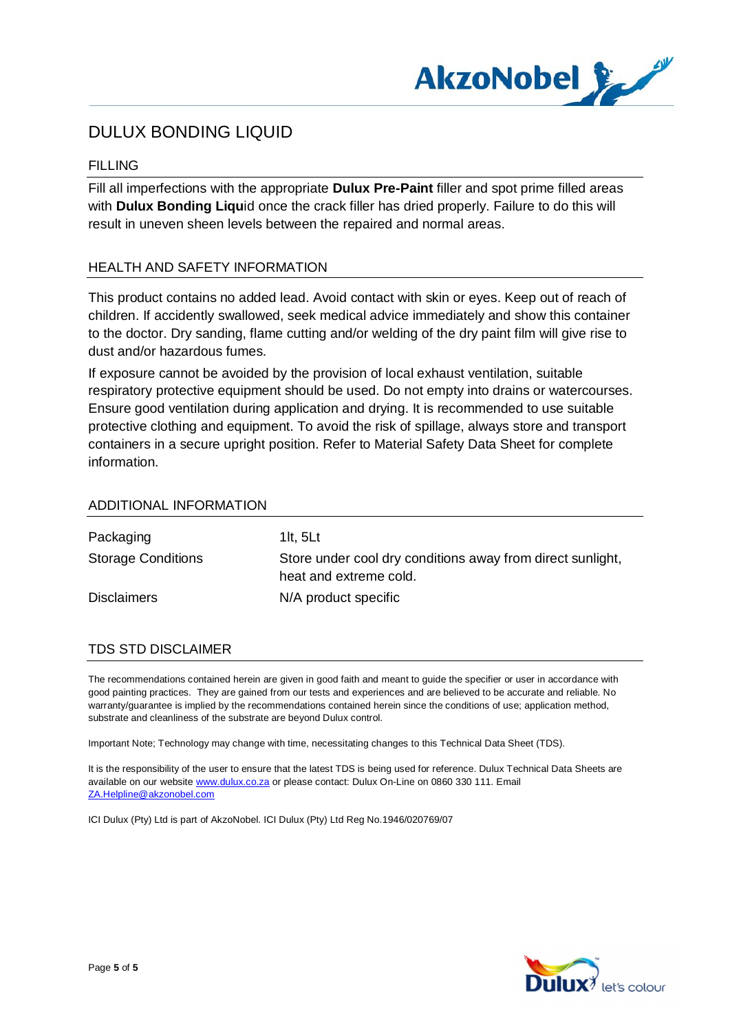# DULUX BONDING LIQUID

## FILLING

Fill all imperfections with the appropriate **Dulux Pre-Paint** filler and spot prime filled areas with **Dulux Bonding Liqu**id once the crack filler has dried properly. Failure to do this will result in uneven sheen levels between the repaired and normal areas.

## HEALTH AND SAFETY INFORMATION

This product contains no added lead. Avoid contact with skin or eyes. Keep out of reach of children. If accidently swallowed, seek medical advice immediately and show this container to the doctor. Dry sanding, flame cutting and/or welding of the dry paint film will give rise to dust and/or hazardous fumes.

If exposure cannot be avoided by the provision of local exhaust ventilation, suitable respiratory protective equipment should be used. Do not empty into drains or watercourses. Ensure good ventilation during application and drying. It is recommended to use suitable protective clothing and equipment. To avoid the risk of spillage, always store and transport containers in a secure upright position. Refer to Material Safety Data Sheet for complete information.

## ADDITIONAL INFORMATION

| | |
|---|---|
| Packaging | 1lt, 5Lt |
| Storage Conditions | Store under cool dry conditions away from direct sunlight, heat and extreme cold. |
| Disclaimers | N/A product specific |

## TDS STD DISCLAIMER

The recommendations contained herein are given in good faith and meant to guide the specifier or user in accordance with good painting practices. They are gained from our tests and experiences and are believed to be accurate and reliable. No warranty/guarantee is implied by the recommendations contained herein since the conditions of use; application method, substrate and cleanliness of the substrate are beyond Dulux control.

Important Note; Technology may change with time, necessitating changes to this Technical Data Sheet (TDS).

It is the responsibility of the user to ensure that the latest TDS is being used for reference. Dulux Technical Data Sheets are available on our website www.dulux.co.za or please contact: Dulux On-Line on 0860 330 111. Email ZA.Helpline@akzonobel.com

ICI Dulux (Pty) Ltd is part of AkzoNobel. ICI Dulux (Pty) Ltd Reg No.1946/020769/07